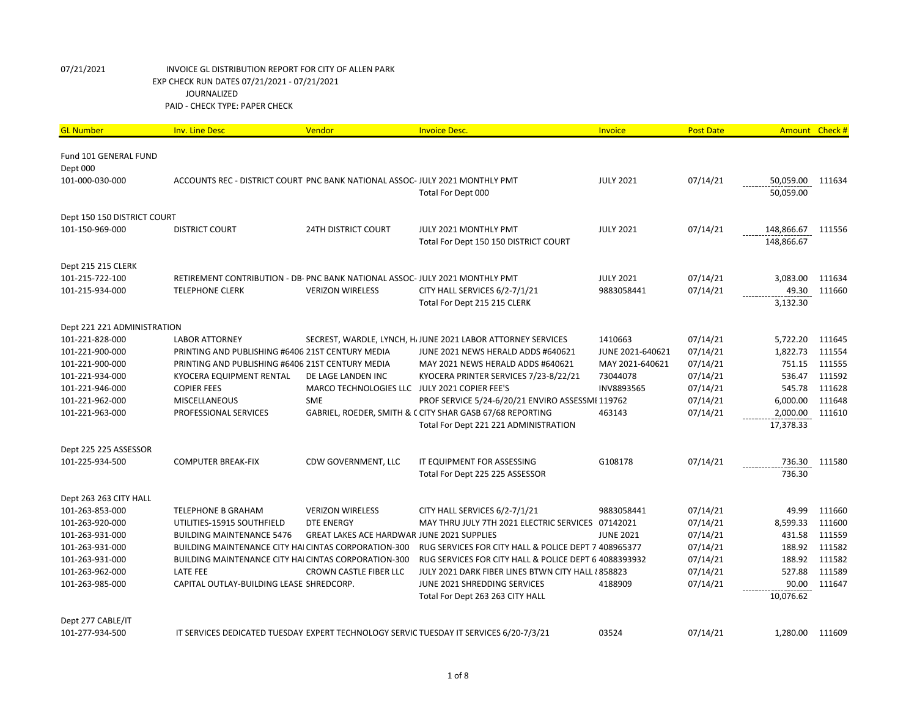07/21/2021 INVOICE GL DISTRIBUTION REPORT FOR CITY OF ALLEN PARK
EXP CHECK RUN DATES 07/21/2021 - 07/21/2021
JOURNALIZED
PAID - CHECK TYPE: PAPER CHECK

| GL Number | Inv. Line Desc | Vendor | Invoice Desc. | Invoice | Post Date | Amount | Check # |
|---|---|---|---|---|---|---|---|
| Fund 101 GENERAL FUND | | | | | | | |
| Dept 000 | | | | | | | |
| 101-000-030-000 | ACCOUNTS REC - DISTRICT COURT | PNC BANK NATIONAL ASSOC- | JULY 2021 MONTHLY PMT | JULY 2021 | 07/14/21 | 50,059.00 | 111634 |
| | | | Total For Dept 000 | | | 50,059.00 | |
| Dept 150 150 DISTRICT COURT | | | | | | | |
| 101-150-969-000 | DISTRICT COURT | 24TH DISTRICT COURT | JULY 2021 MONTHLY PMT | JULY 2021 | 07/14/21 | 148,866.67 | 111556 |
| | | | Total For Dept 150 150 DISTRICT COURT | | | 148,866.67 | |
| Dept 215 215 CLERK | | | | | | | |
| 101-215-722-100 | RETIREMENT CONTRIBUTION - DB- | PNC BANK NATIONAL ASSOC- | JULY 2021 MONTHLY PMT | JULY 2021 | 07/14/21 | 3,083.00 | 111634 |
| 101-215-934-000 | TELEPHONE CLERK | VERIZON WIRELESS | CITY HALL SERVICES 6/2-7/1/21 | 9883058441 | 07/14/21 | 49.30 | 111660 |
| | | | Total For Dept 215 215 CLERK | | | 3,132.30 | |
| Dept 221 221 ADMINISTRATION | | | | | | | |
| 101-221-828-000 | LABOR ATTORNEY | SECREST, WARDLE, LYNCH, H. | JUNE 2021 LABOR ATTORNEY SERVICES | 1410663 | 07/14/21 | 5,722.20 | 111645 |
| 101-221-900-000 | PRINTING AND PUBLISHING #6406 | 21ST CENTURY MEDIA | JUNE 2021 NEWS HERALD ADDS #640621 | JUNE 2021-640621 | 07/14/21 | 1,822.73 | 111554 |
| 101-221-900-000 | PRINTING AND PUBLISHING #6406 | 21ST CENTURY MEDIA | MAY 2021 NEWS HERALD ADDS #640621 | MAY 2021-640621 | 07/14/21 | 751.15 | 111555 |
| 101-221-934-000 | KYOCERA EQUIPMENT RENTAL | DE LAGE LANDEN INC | KYOCERA PRINTER SERVICES 7/23-8/22/21 | 73044078 | 07/14/21 | 536.47 | 111592 |
| 101-221-946-000 | COPIER FEES | MARCO TECHNOLOGIES LLC | JULY 2021 COPIER FEE'S | INV8893565 | 07/14/21 | 545.78 | 111628 |
| 101-221-962-000 | MISCELLANEOUS | SME | PROF SERVICE 5/24-6/20/21 ENVIRO ASSESSMI | 119762 | 07/14/21 | 6,000.00 | 111648 |
| 101-221-963-000 | PROFESSIONAL SERVICES | GABRIEL, ROEDER, SMITH & C | CITY SHAR GASB 67/68 REPORTING | 463143 | 07/14/21 | 2,000.00 | 111610 |
| | | | Total For Dept 221 221 ADMINISTRATION | | | 17,378.33 | |
| Dept 225 225 ASSESSOR | | | | | | | |
| 101-225-934-500 | COMPUTER BREAK-FIX | CDW GOVERNMENT, LLC | IT EQUIPMENT FOR ASSESSING | G108178 | 07/14/21 | 736.30 | 111580 |
| | | | Total For Dept 225 225 ASSESSOR | | | 736.30 | |
| Dept 263 263 CITY HALL | | | | | | | |
| 101-263-853-000 | TELEPHONE B GRAHAM | VERIZON WIRELESS | CITY HALL SERVICES 6/2-7/1/21 | 9883058441 | 07/14/21 | 49.99 | 111660 |
| 101-263-920-000 | UTILITIES-15915 SOUTHFIELD | DTE ENERGY | MAY THRU JULY 7TH 2021 ELECTRIC SERVICES | 07142021 | 07/14/21 | 8,599.33 | 111600 |
| 101-263-931-000 | BUILDING MAINTENANCE 5476 | GREAT LAKES ACE HARDWAR | JUNE 2021 SUPPLIES | JUNE 2021 | 07/14/21 | 431.58 | 111559 |
| 101-263-931-000 | BUILDING MAINTENANCE CITY HAI | CINTAS CORPORATION-300 | RUG SERVICES FOR CITY HALL & POLICE DEPT 7 | 408965377 | 07/14/21 | 188.92 | 111582 |
| 101-263-931-000 | BUILDING MAINTENANCE CITY HAI | CINTAS CORPORATION-300 | RUG SERVICES FOR CITY HALL & POLICE DEPT 6 | 4088393932 | 07/14/21 | 188.92 | 111582 |
| 101-263-962-000 | LATE FEE | CROWN CASTLE FIBER LLC | JULY 2021 DARK FIBER LINES BTWN CITY HALL & | 858823 | 07/14/21 | 527.88 | 111589 |
| 101-263-985-000 | CAPITAL OUTLAY-BUILDING LEASE | SHREDCORP. | JUNE 2021 SHREDDING SERVICES | 4188909 | 07/14/21 | 90.00 | 111647 |
| | | | Total For Dept 263 263 CITY HALL | | | 10,076.62 | |
| Dept 277 CABLE/IT | | | | | | | |
| 101-277-934-500 | IT SERVICES DEDICATED TUESDAY | EXPERT TECHNOLOGY SERVIC | TUESDAY IT SERVICES 6/20-7/3/21 | 03524 | 07/14/21 | 1,280.00 | 111609 |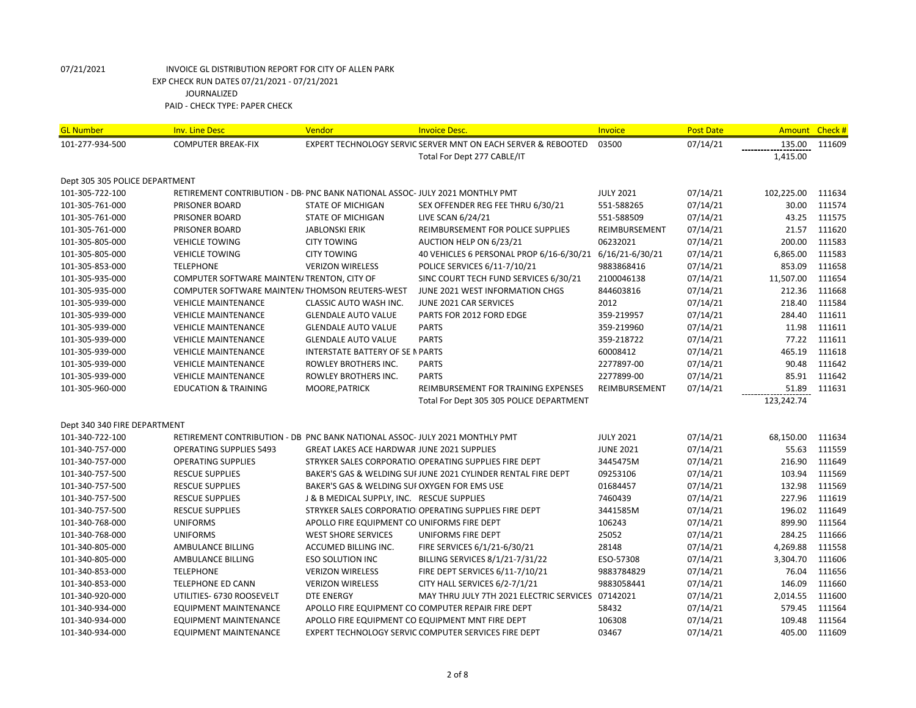07/21/2021 INVOICE GL DISTRIBUTION REPORT FOR CITY OF ALLEN PARK
EXP CHECK RUN DATES 07/21/2021 - 07/21/2021
JOURNALIZED
PAID - CHECK TYPE: PAPER CHECK

| GL Number | Inv. Line Desc | Vendor | Invoice Desc. | Invoice | Post Date | Amount | Check # |
|---|---|---|---|---|---|---|---|
| 101-277-934-500 | COMPUTER BREAK-FIX | EXPERT TECHNOLOGY SERVIC | SERVER MNT ON EACH SERVER & REBOOTED | 03500 | 07/14/21 | 135.00 | 111609 |
| | | | Total For Dept 277 CABLE/IT | | | 1,415.00 | |
| Dept 305 305 POLICE DEPARTMENT | | | | | | | |
| 101-305-722-100 | RETIREMENT CONTRIBUTION - DB- | PNC BANK NATIONAL ASSOC- | JULY 2021 MONTHLY PMT | JULY 2021 | 07/14/21 | 102,225.00 | 111634 |
| 101-305-761-000 | PRISONER BOARD | STATE OF MICHIGAN | SEX OFFENDER REG FEE THRU 6/30/21 | 551-588265 | 07/14/21 | 30.00 | 111574 |
| 101-305-761-000 | PRISONER BOARD | STATE OF MICHIGAN | LIVE SCAN 6/24/21 | 551-588509 | 07/14/21 | 43.25 | 111575 |
| 101-305-761-000 | PRISONER BOARD | JABLONSKI ERIK | REIMBURSEMENT FOR POLICE SUPPLIES | REIMBURSEMENT | 07/14/21 | 21.57 | 111620 |
| 101-305-805-000 | VEHICLE TOWING | CITY TOWING | AUCTION HELP ON 6/23/21 | 06232021 | 07/14/21 | 200.00 | 111583 |
| 101-305-805-000 | VEHICLE TOWING | CITY TOWING | 40 VEHICLES 6 PERSONAL PROP 6/16-6/30/21 | 6/16/21-6/30/21 | 07/14/21 | 6,865.00 | 111583 |
| 101-305-853-000 | TELEPHONE | VERIZON WIRELESS | POLICE SERVICES 6/11-7/10/21 | 9883868416 | 07/14/21 | 853.09 | 111658 |
| 101-305-935-000 | COMPUTER SOFTWARE MAINTEN/ | TRENTON, CITY OF | SINC COURT TECH FUND SERVICES 6/30/21 | 2100046138 | 07/14/21 | 11,507.00 | 111654 |
| 101-305-935-000 | COMPUTER SOFTWARE MAINTEN/ | THOMSON REUTERS-WEST | JUNE 2021 WEST INFORMATION CHGS | 844603816 | 07/14/21 | 212.36 | 111668 |
| 101-305-939-000 | VEHICLE MAINTENANCE | CLASSIC AUTO WASH INC. | JUNE 2021 CAR SERVICES | 2012 | 07/14/21 | 218.40 | 111584 |
| 101-305-939-000 | VEHICLE MAINTENANCE | GLENDALE AUTO VALUE | PARTS FOR 2012 FORD EDGE | 359-219957 | 07/14/21 | 284.40 | 111611 |
| 101-305-939-000 | VEHICLE MAINTENANCE | GLENDALE AUTO VALUE | PARTS | 359-219960 | 07/14/21 | 11.98 | 111611 |
| 101-305-939-000 | VEHICLE MAINTENANCE | GLENDALE AUTO VALUE | PARTS | 359-218722 | 07/14/21 | 77.22 | 111611 |
| 101-305-939-000 | VEHICLE MAINTENANCE | INTERSTATE BATTERY OF SE N | PARTS | 60008412 | 07/14/21 | 465.19 | 111618 |
| 101-305-939-000 | VEHICLE MAINTENANCE | ROWLEY BROTHERS INC. | PARTS | 2277897-00 | 07/14/21 | 90.48 | 111642 |
| 101-305-939-000 | VEHICLE MAINTENANCE | ROWLEY BROTHERS INC. | PARTS | 2277899-00 | 07/14/21 | 85.91 | 111642 |
| 101-305-960-000 | EDUCATION & TRAINING | MOORE,PATRICK | REIMBURSEMENT FOR TRAINING EXPENSES | REIMBURSEMENT | 07/14/21 | 51.89 | 111631 |
| | | | Total For Dept 305 305 POLICE DEPARTMENT | | | 123,242.74 | |
| Dept 340 340 FIRE DEPARTMENT | | | | | | | |
| 101-340-722-100 | RETIREMENT CONTRIBUTION - DB | PNC BANK NATIONAL ASSOC- | JULY 2021 MONTHLY PMT | JULY 2021 | 07/14/21 | 68,150.00 | 111634 |
| 101-340-757-000 | OPERATING SUPPLIES 5493 | GREAT LAKES ACE HARDWAR | JUNE 2021 SUPPLIES | JUNE 2021 | 07/14/21 | 55.63 | 111559 |
| 101-340-757-000 | OPERATING SUPPLIES | STRYKER SALES CORPORATIO | OPERATING SUPPLIES FIRE DEPT | 3445475M | 07/14/21 | 216.90 | 111649 |
| 101-340-757-500 | RESCUE SUPPLIES | BAKER'S GAS & WELDING SUI | JUNE 2021 CYLINDER RENTAL FIRE DEPT | 09253106 | 07/14/21 | 103.94 | 111569 |
| 101-340-757-500 | RESCUE SUPPLIES | BAKER'S GAS & WELDING SUI | OXYGEN FOR EMS USE | 01684457 | 07/14/21 | 132.98 | 111569 |
| 101-340-757-500 | RESCUE SUPPLIES | J & B MEDICAL SUPPLY, INC. | RESCUE SUPPLIES | 7460439 | 07/14/21 | 227.96 | 111619 |
| 101-340-757-500 | RESCUE SUPPLIES | STRYKER SALES CORPORATIO | OPERATING SUPPLIES FIRE DEPT | 3441585M | 07/14/21 | 196.02 | 111649 |
| 101-340-768-000 | UNIFORMS | APOLLO FIRE EQUIPMENT CO | UNIFORMS FIRE DEPT | 106243 | 07/14/21 | 899.90 | 111564 |
| 101-340-768-000 | UNIFORMS | WEST SHORE SERVICES | UNIFORMS FIRE DEPT | 25052 | 07/14/21 | 284.25 | 111666 |
| 101-340-805-000 | AMBULANCE BILLING | ACCUMED BILLING INC. | FIRE SERVICES 6/1/21-6/30/21 | 28148 | 07/14/21 | 4,269.88 | 111558 |
| 101-340-805-000 | AMBULANCE BILLING | ESO SOLUTION INC | BILLING SERVICES 8/1/21-7/31/22 | ESO-57308 | 07/14/21 | 3,304.70 | 111606 |
| 101-340-853-000 | TELEPHONE | VERIZON WIRELESS | FIRE DEPT SERVICES 6/11-7/10/21 | 9883784829 | 07/14/21 | 76.04 | 111656 |
| 101-340-853-000 | TELEPHONE ED CANN | VERIZON WIRELESS | CITY HALL SERVICES 6/2-7/1/21 | 9883058441 | 07/14/21 | 146.09 | 111660 |
| 101-340-920-000 | UTILITIES- 6730 ROOSEVELT | DTE ENERGY | MAY THRU JULY 7TH 2021 ELECTRIC SERVICES | 07142021 | 07/14/21 | 2,014.55 | 111600 |
| 101-340-934-000 | EQUIPMENT MAINTENANCE | APOLLO FIRE EQUIPMENT CO | COMPUTER REPAIR FIRE DEPT | 58432 | 07/14/21 | 579.45 | 111564 |
| 101-340-934-000 | EQUIPMENT MAINTENANCE | APOLLO FIRE EQUIPMENT CO | EQUIPMENT MNT FIRE DEPT | 106308 | 07/14/21 | 109.48 | 111564 |
| 101-340-934-000 | EQUIPMENT MAINTENANCE | EXPERT TECHNOLOGY SERVIC | COMPUTER SERVICES FIRE DEPT | 03467 | 07/14/21 | 405.00 | 111609 |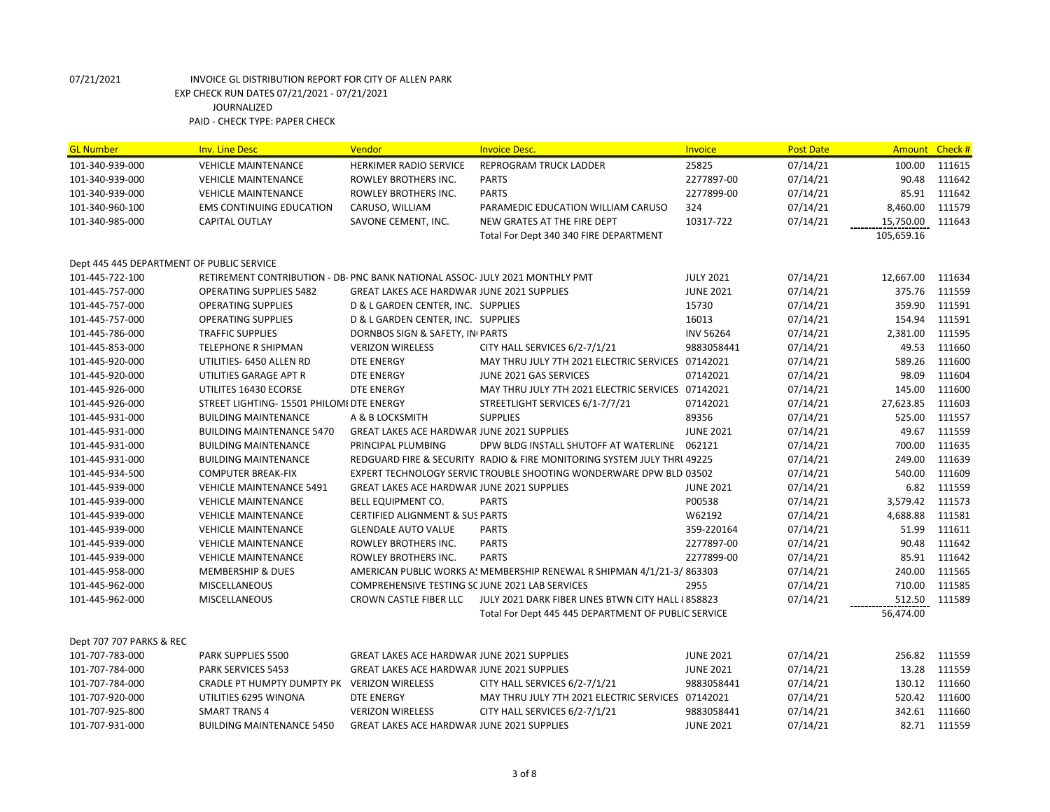07/21/2021 INVOICE GL DISTRIBUTION REPORT FOR CITY OF ALLEN PARK
EXP CHECK RUN DATES 07/21/2021 - 07/21/2021
JOURNALIZED
PAID - CHECK TYPE: PAPER CHECK

| GL Number | Inv. Line Desc | Vendor | Invoice Desc. | Invoice | Post Date | Amount | Check # |
|---|---|---|---|---|---|---|---|
| 101-340-939-000 | VEHICLE MAINTENANCE | HERKIMER RADIO SERVICE | REPROGRAM TRUCK LADDER | 25825 | 07/14/21 | 100.00 | 111615 |
| 101-340-939-000 | VEHICLE MAINTENANCE | ROWLEY BROTHERS INC. | PARTS | 2277897-00 | 07/14/21 | 90.48 | 111642 |
| 101-340-939-000 | VEHICLE MAINTENANCE | ROWLEY BROTHERS INC. | PARTS | 2277899-00 | 07/14/21 | 85.91 | 111642 |
| 101-340-960-100 | EMS CONTINUING EDUCATION | CARUSO, WILLIAM | PARAMEDIC EDUCATION WILLIAM CARUSO | 324 | 07/14/21 | 8,460.00 | 111579 |
| 101-340-985-000 | CAPITAL OUTLAY | SAVONE CEMENT, INC. | NEW GRATES AT THE FIRE DEPT | 10317-722 | 07/14/21 | 15,750.00 | 111643 |
| | | | Total For Dept 340 340 FIRE DEPARTMENT | | | 105,659.16 | |
| Dept 445 445 DEPARTMENT OF PUBLIC SERVICE | | | | | | | |
| 101-445-722-100 | RETIREMENT CONTRIBUTION - DB- | PNC BANK NATIONAL ASSOC- | JULY 2021 MONTHLY PMT | JULY 2021 | 07/14/21 | 12,667.00 | 111634 |
| 101-445-757-000 | OPERATING SUPPLIES 5482 | GREAT LAKES ACE HARDWAR | JUNE 2021 SUPPLIES | JUNE 2021 | 07/14/21 | 375.76 | 111559 |
| 101-445-757-000 | OPERATING SUPPLIES | D & L GARDEN CENTER, INC. | SUPPLIES | 15730 | 07/14/21 | 359.90 | 111591 |
| 101-445-757-000 | OPERATING SUPPLIES | D & L GARDEN CENTER, INC. | SUPPLIES | 16013 | 07/14/21 | 154.94 | 111591 |
| 101-445-786-000 | TRAFFIC SUPPLIES | DORNBOS SIGN & SAFETY, IN | PARTS | INV 56264 | 07/14/21 | 2,381.00 | 111595 |
| 101-445-853-000 | TELEPHONE R SHIPMAN | VERIZON WIRELESS | CITY HALL SERVICES 6/2-7/1/21 | 9883058441 | 07/14/21 | 49.53 | 111660 |
| 101-445-920-000 | UTILITIES- 6450 ALLEN RD | DTE ENERGY | MAY THRU JULY 7TH 2021 ELECTRIC SERVICES | 07142021 | 07/14/21 | 589.26 | 111600 |
| 101-445-920-000 | UTILITIES GARAGE APT R | DTE ENERGY | JUNE 2021 GAS SERVICES | 07142021 | 07/14/21 | 98.09 | 111604 |
| 101-445-926-000 | UTILITES 16430 ECORSE | DTE ENERGY | MAY THRU JULY 7TH 2021 ELECTRIC SERVICES | 07142021 | 07/14/21 | 145.00 | 111600 |
| 101-445-926-000 | STREET LIGHTING- 15501 PHILOMI | DTE ENERGY | STREETLIGHT SERVICES 6/1-7/7/21 | 07142021 | 07/14/21 | 27,623.85 | 111603 |
| 101-445-931-000 | BUILDING MAINTENANCE | A & B LOCKSMITH | SUPPLIES | 89356 | 07/14/21 | 525.00 | 111557 |
| 101-445-931-000 | BUILDING MAINTENANCE 5470 | GREAT LAKES ACE HARDWAR | JUNE 2021 SUPPLIES | JUNE 2021 | 07/14/21 | 49.67 | 111559 |
| 101-445-931-000 | BUILDING MAINTENANCE | PRINCIPAL PLUMBING | DPW BLDG INSTALL SHUTOFF AT WATERLINE | 062121 | 07/14/21 | 700.00 | 111635 |
| 101-445-931-000 | BUILDING MAINTENANCE | REDGUARD FIRE & SECURITY | RADIO & FIRE MONITORING SYSTEM JULY THRU | 49225 | 07/14/21 | 249.00 | 111639 |
| 101-445-934-500 | COMPUTER BREAK-FIX | EXPERT TECHNOLOGY SERVIC | TROUBLE SHOOTING WONDERWARE DPW BLD | 03502 | 07/14/21 | 540.00 | 111609 |
| 101-445-939-000 | VEHICLE MAINTENANCE 5491 | GREAT LAKES ACE HARDWAR | JUNE 2021 SUPPLIES | JUNE 2021 | 07/14/21 | 6.82 | 111559 |
| 101-445-939-000 | VEHICLE MAINTENANCE | BELL EQUIPMENT CO. | PARTS | P00538 | 07/14/21 | 3,579.42 | 111573 |
| 101-445-939-000 | VEHICLE MAINTENANCE | CERTIFIED ALIGNMENT & SUS | PARTS | W62192 | 07/14/21 | 4,688.88 | 111581 |
| 101-445-939-000 | VEHICLE MAINTENANCE | GLENDALE AUTO VALUE | PARTS | 359-220164 | 07/14/21 | 51.99 | 111611 |
| 101-445-939-000 | VEHICLE MAINTENANCE | ROWLEY BROTHERS INC. | PARTS | 2277897-00 | 07/14/21 | 90.48 | 111642 |
| 101-445-939-000 | VEHICLE MAINTENANCE | ROWLEY BROTHERS INC. | PARTS | 2277899-00 | 07/14/21 | 85.91 | 111642 |
| 101-445-958-000 | MEMBERSHIP & DUES | AMERICAN PUBLIC WORKS AS | MEMBERSHIP RENEWAL R SHIPMAN 4/1/21-3/ | 863303 | 07/14/21 | 240.00 | 111565 |
| 101-445-962-000 | MISCELLANEOUS | COMPREHENSIVE TESTING SC | JUNE 2021 LAB SERVICES | 2955 | 07/14/21 | 710.00 | 111585 |
| 101-445-962-000 | MISCELLANEOUS | CROWN CASTLE FIBER LLC | JULY 2021 DARK FIBER LINES BTWN CITY HALL ( | 858823 | 07/14/21 | 512.50 | 111589 |
| | | | Total For Dept 445 445 DEPARTMENT OF PUBLIC SERVICE | | | 56,474.00 | |
| Dept 707 707 PARKS & REC | | | | | | | |
| 101-707-783-000 | PARK SUPPLIES 5500 | GREAT LAKES ACE HARDWAR | JUNE 2021 SUPPLIES | JUNE 2021 | 07/14/21 | 256.82 | 111559 |
| 101-707-784-000 | PARK SERVICES 5453 | GREAT LAKES ACE HARDWAR | JUNE 2021 SUPPLIES | JUNE 2021 | 07/14/21 | 13.28 | 111559 |
| 101-707-784-000 | CRADLE PT HUMPTY DUMPTY PK | VERIZON WIRELESS | CITY HALL SERVICES 6/2-7/1/21 | 9883058441 | 07/14/21 | 130.12 | 111660 |
| 101-707-920-000 | UTILITIES 6295 WINONA | DTE ENERGY | MAY THRU JULY 7TH 2021 ELECTRIC SERVICES | 07142021 | 07/14/21 | 520.42 | 111600 |
| 101-707-925-800 | SMART TRANS 4 | VERIZON WIRELESS | CITY HALL SERVICES 6/2-7/1/21 | 9883058441 | 07/14/21 | 342.61 | 111660 |
| 101-707-931-000 | BUILDING MAINTENANCE 5450 | GREAT LAKES ACE HARDWAR | JUNE 2021 SUPPLIES | JUNE 2021 | 07/14/21 | 82.71 | 111559 |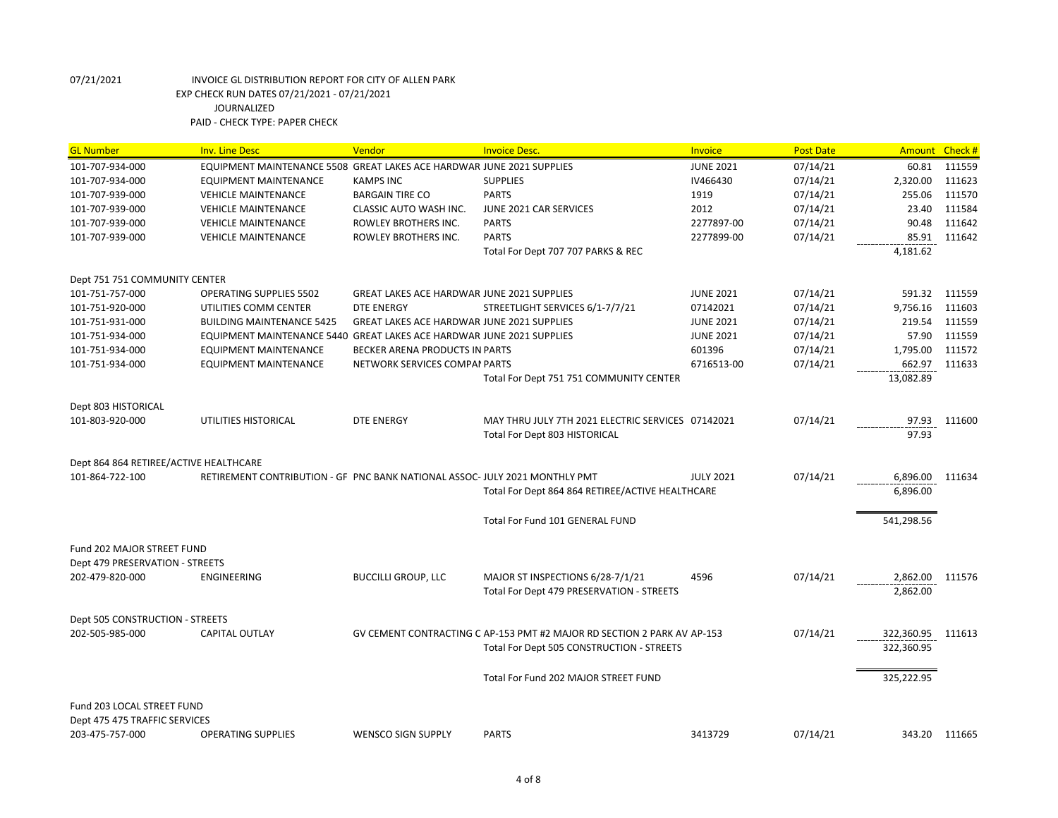07/21/2021 INVOICE GL DISTRIBUTION REPORT FOR CITY OF ALLEN PARK
EXP CHECK RUN DATES 07/21/2021 - 07/21/2021
JOURNALIZED
PAID - CHECK TYPE: PAPER CHECK

| GL Number | Inv. Line Desc | Vendor | Invoice Desc. | Invoice | Post Date | Amount | Check # |
|---|---|---|---|---|---|---|---|
| 101-707-934-000 | EQUIPMENT MAINTENANCE 5508 | GREAT LAKES ACE HARDWAR | JUNE 2021 SUPPLIES | JUNE 2021 | 07/14/21 | 60.81 | 111559 |
| 101-707-934-000 | EQUIPMENT MAINTENANCE | KAMPS INC | SUPPLIES | IV466430 | 07/14/21 | 2,320.00 | 111623 |
| 101-707-939-000 | VEHICLE MAINTENANCE | BARGAIN TIRE CO | PARTS | 1919 | 07/14/21 | 255.06 | 111570 |
| 101-707-939-000 | VEHICLE MAINTENANCE | CLASSIC AUTO WASH INC. | JUNE 2021 CAR SERVICES | 2012 | 07/14/21 | 23.40 | 111584 |
| 101-707-939-000 | VEHICLE MAINTENANCE | ROWLEY BROTHERS INC. | PARTS | 2277897-00 | 07/14/21 | 90.48 | 111642 |
| 101-707-939-000 | VEHICLE MAINTENANCE | ROWLEY BROTHERS INC. | PARTS | 2277899-00 | 07/14/21 | 85.91 | 111642 |
| | | | Total For Dept 707 707 PARKS & REC | | | 4,181.62 | |
| Dept 751 751 COMMUNITY CENTER | | | | | | | |
| 101-751-757-000 | OPERATING SUPPLIES 5502 | GREAT LAKES ACE HARDWAR | JUNE 2021 SUPPLIES | JUNE 2021 | 07/14/21 | 591.32 | 111559 |
| 101-751-920-000 | UTILITIES COMM CENTER | DTE ENERGY | STREETLIGHT SERVICES 6/1-7/7/21 | 07142021 | 07/14/21 | 9,756.16 | 111603 |
| 101-751-931-000 | BUILDING MAINTENANCE 5425 | GREAT LAKES ACE HARDWAR | JUNE 2021 SUPPLIES | JUNE 2021 | 07/14/21 | 219.54 | 111559 |
| 101-751-934-000 | EQUIPMENT MAINTENANCE 5440 | GREAT LAKES ACE HARDWAR | JUNE 2021 SUPPLIES | JUNE 2021 | 07/14/21 | 57.90 | 111559 |
| 101-751-934-000 | EQUIPMENT MAINTENANCE | BECKER ARENA PRODUCTS IN | PARTS | 601396 | 07/14/21 | 1,795.00 | 111572 |
| 101-751-934-000 | EQUIPMENT MAINTENANCE | NETWORK SERVICES COMPAI | PARTS | 6716513-00 | 07/14/21 | 662.97 | 111633 |
| | | | Total For Dept 751 751 COMMUNITY CENTER | | | 13,082.89 | |
| Dept 803 HISTORICAL | | | | | | | |
| 101-803-920-000 | UTILITIES HISTORICAL | DTE ENERGY | MAY THRU JULY 7TH 2021 ELECTRIC SERVICES | 07142021 | 07/14/21 | 97.93 | 111600 |
| | | | Total For Dept 803 HISTORICAL | | | 97.93 | |
| Dept 864 864 RETIREE/ACTIVE HEALTHCARE | | | | | | | |
| 101-864-722-100 | RETIREMENT CONTRIBUTION - GF | PNC BANK NATIONAL ASSOC- | JULY 2021 MONTHLY PMT | JULY 2021 | 07/14/21 | 6,896.00 | 111634 |
| | | | Total For Dept 864 864 RETIREE/ACTIVE HEALTHCARE | | | 6,896.00 | |
| | | | Total For Fund 101 GENERAL FUND | | | 541,298.56 | |
| Fund 202 MAJOR STREET FUND | | | | | | | |
| Dept 479 PRESERVATION - STREETS | | | | | | | |
| 202-479-820-000 | ENGINEERING | BUCCILLI GROUP, LLC | MAJOR ST INSPECTIONS 6/28-7/1/21 | 4596 | 07/14/21 | 2,862.00 | 111576 |
| | | | Total For Dept 479 PRESERVATION - STREETS | | | 2,862.00 | |
| Dept 505 CONSTRUCTION - STREETS | | | | | | | |
| 202-505-985-000 | CAPITAL OUTLAY | GV CEMENT CONTRACTING C | AP-153 PMT #2 MAJOR RD SECTION 2 PARK AV | AP-153 | 07/14/21 | 322,360.95 | 111613 |
| | | | Total For Dept 505 CONSTRUCTION - STREETS | | | 322,360.95 | |
| | | | Total For Fund 202 MAJOR STREET FUND | | | 325,222.95 | |
| Fund 203 LOCAL STREET FUND | | | | | | | |
| Dept 475 475 TRAFFIC SERVICES | | | | | | | |
| 203-475-757-000 | OPERATING SUPPLIES | WENSCO SIGN SUPPLY | PARTS | 3413729 | 07/14/21 | 343.20 | 111665 |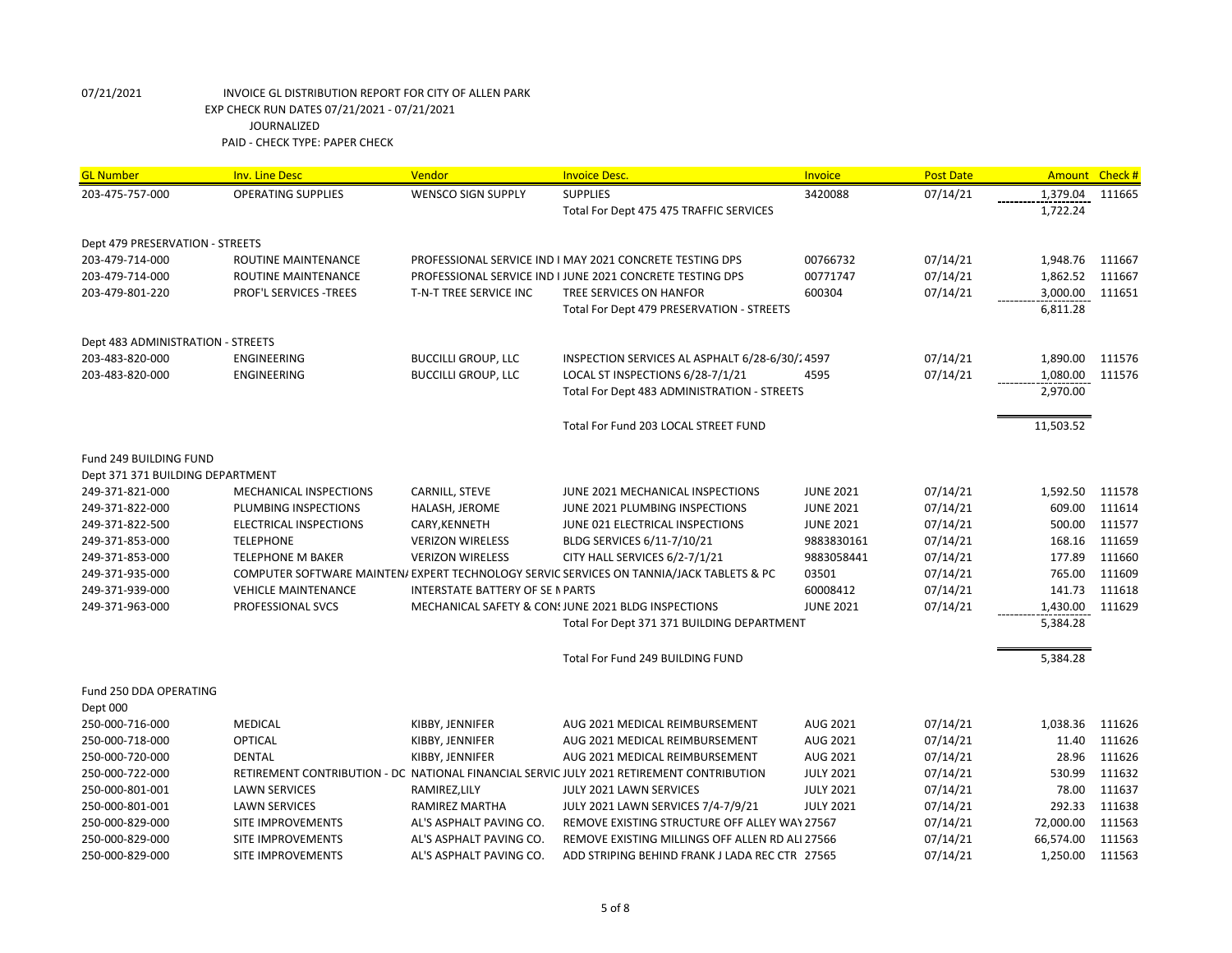07/21/2021 INVOICE GL DISTRIBUTION REPORT FOR CITY OF ALLEN PARK
EXP CHECK RUN DATES 07/21/2021 - 07/21/2021
JOURNALIZED
PAID - CHECK TYPE: PAPER CHECK

| GL Number | Inv. Line Desc | Vendor | Invoice Desc. | Invoice | Post Date | Amount | Check # |
|---|---|---|---|---|---|---|---|
| 203-475-757-000 | OPERATING SUPPLIES | WENSCO SIGN SUPPLY | SUPPLIES | 3420088 | 07/14/21 | 1,379.04 | 111665 |
| | | | Total For Dept 475 475 TRAFFIC SERVICES | | | 1,722.24 | |
| Dept 479 PRESERVATION - STREETS | | | | | | | |
| 203-479-714-000 | ROUTINE MAINTENANCE | PROFESSIONAL SERVICE IND I | MAY 2021 CONCRETE TESTING DPS | 00766732 | 07/14/21 | 1,948.76 | 111667 |
| 203-479-714-000 | ROUTINE MAINTENANCE | PROFESSIONAL SERVICE IND I | JUNE 2021 CONCRETE TESTING DPS | 00771747 | 07/14/21 | 1,862.52 | 111667 |
| 203-479-801-220 | PROF'L SERVICES -TREES | T-N-T TREE SERVICE INC | TREE SERVICES ON HANFOR | 600304 | 07/14/21 | 3,000.00 | 111651 |
| | | | Total For Dept 479 PRESERVATION - STREETS | | | 6,811.28 | |
| Dept 483 ADMINISTRATION - STREETS | | | | | | | |
| 203-483-820-000 | ENGINEERING | BUCCILLI GROUP, LLC | INSPECTION SERVICES AL ASPHALT 6/28-6/30/2 | 4597 | 07/14/21 | 1,890.00 | 111576 |
| 203-483-820-000 | ENGINEERING | BUCCILLI GROUP, LLC | LOCAL ST INSPECTIONS 6/28-7/1/21 | 4595 | 07/14/21 | 1,080.00 | 111576 |
| | | | Total For Dept 483 ADMINISTRATION - STREETS | | | 2,970.00 | |
| | | | Total For Fund 203 LOCAL STREET FUND | | | 11,503.52 | |
| Fund 249 BUILDING FUND | | | | | | | |
| Dept 371 371 BUILDING DEPARTMENT | | | | | | | |
| 249-371-821-000 | MECHANICAL INSPECTIONS | CARNILL, STEVE | JUNE 2021 MECHANICAL INSPECTIONS | JUNE 2021 | 07/14/21 | 1,592.50 | 111578 |
| 249-371-822-000 | PLUMBING INSPECTIONS | HALASH, JEROME | JUNE 2021 PLUMBING INSPECTIONS | JUNE 2021 | 07/14/21 | 609.00 | 111614 |
| 249-371-822-500 | ELECTRICAL INSPECTIONS | CARY,KENNETH | JUNE 021 ELECTRICAL INSPECTIONS | JUNE 2021 | 07/14/21 | 500.00 | 111577 |
| 249-371-853-000 | TELEPHONE | VERIZON WIRELESS | BLDG SERVICES 6/11-7/10/21 | 9883830161 | 07/14/21 | 168.16 | 111659 |
| 249-371-853-000 | TELEPHONE M BAKER | VERIZON WIRELESS | CITY HALL SERVICES 6/2-7/1/21 | 9883058441 | 07/14/21 | 177.89 | 111660 |
| 249-371-935-000 | COMPUTER SOFTWARE MAINTEN/ | EXPERT TECHNOLOGY SERVIC | SERVICES ON TANNIA/JACK TABLETS & PC | 03501 | 07/14/21 | 765.00 | 111609 |
| 249-371-939-000 | VEHICLE MAINTENANCE | INTERSTATE BATTERY OF SE M | PARTS | 60008412 | 07/14/21 | 141.73 | 111618 |
| 249-371-963-000 | PROFESSIONAL SVCS | MECHANICAL SAFETY & CONS | JUNE 2021 BLDG INSPECTIONS | JUNE 2021 | 07/14/21 | 1,430.00 | 111629 |
| | | | Total For Dept 371 371 BUILDING DEPARTMENT | | | 5,384.28 | |
| | | | Total For Fund 249 BUILDING FUND | | | 5,384.28 | |
| Fund 250 DDA OPERATING | | | | | | | |
| Dept 000 | | | | | | | |
| 250-000-716-000 | MEDICAL | KIBBY, JENNIFER | AUG 2021 MEDICAL REIMBURSEMENT | AUG 2021 | 07/14/21 | 1,038.36 | 111626 |
| 250-000-718-000 | OPTICAL | KIBBY, JENNIFER | AUG 2021 MEDICAL REIMBURSEMENT | AUG 2021 | 07/14/21 | 11.40 | 111626 |
| 250-000-720-000 | DENTAL | KIBBY, JENNIFER | AUG 2021 MEDICAL REIMBURSEMENT | AUG 2021 | 07/14/21 | 28.96 | 111626 |
| 250-000-722-000 | RETIREMENT CONTRIBUTION - DC | NATIONAL FINANCIAL SERVIC | JULY 2021 RETIREMENT CONTRIBUTION | JULY 2021 | 07/14/21 | 530.99 | 111632 |
| 250-000-801-001 | LAWN SERVICES | RAMIREZ,LILY | JULY 2021 LAWN SERVICES | JULY 2021 | 07/14/21 | 78.00 | 111637 |
| 250-000-801-001 | LAWN SERVICES | RAMIREZ MARTHA | JULY 2021 LAWN SERVICES 7/4-7/9/21 | JULY 2021 | 07/14/21 | 292.33 | 111638 |
| 250-000-829-000 | SITE IMPROVEMENTS | AL'S ASPHALT PAVING CO. | REMOVE EXISTING STRUCTURE OFF ALLEY WAY | 27567 | 07/14/21 | 72,000.00 | 111563 |
| 250-000-829-000 | SITE IMPROVEMENTS | AL'S ASPHALT PAVING CO. | REMOVE EXISTING MILLINGS OFF ALLEN RD ALL | 27566 | 07/14/21 | 66,574.00 | 111563 |
| 250-000-829-000 | SITE IMPROVEMENTS | AL'S ASPHALT PAVING CO. | ADD STRIPING BEHIND FRANK J LADA REC CTR | 27565 | 07/14/21 | 1,250.00 | 111563 |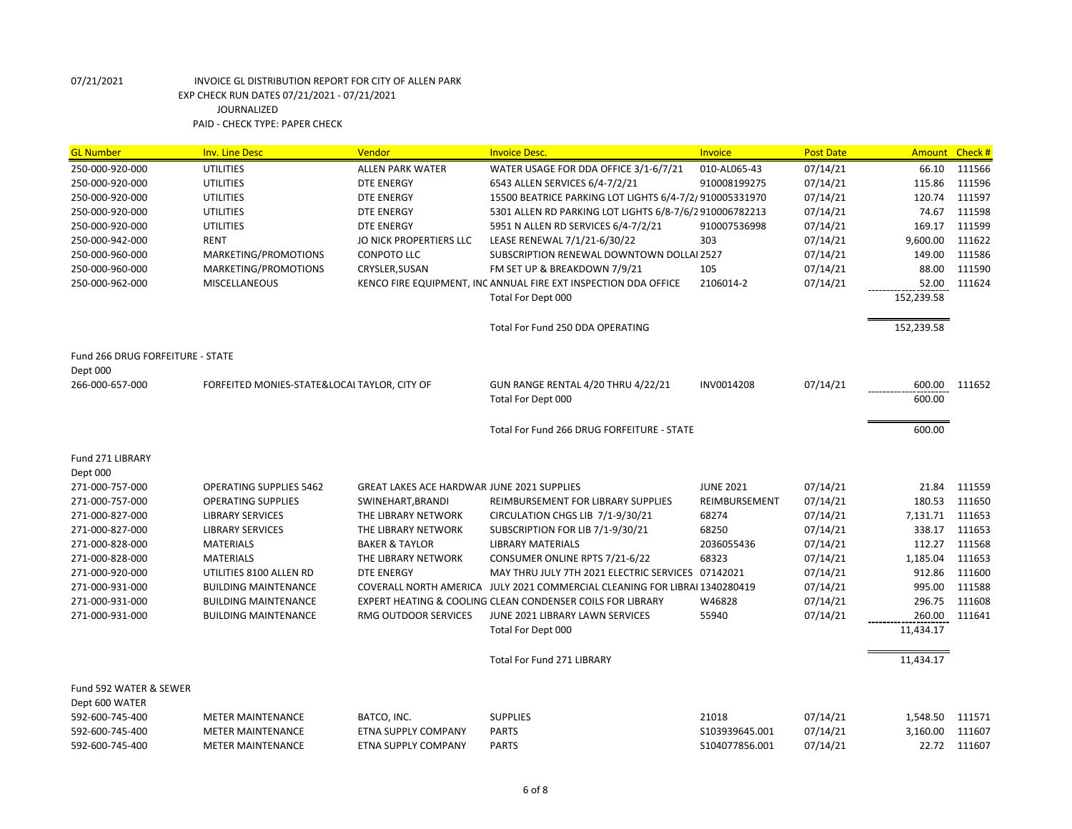07/21/2021 INVOICE GL DISTRIBUTION REPORT FOR CITY OF ALLEN PARK
EXP CHECK RUN DATES 07/21/2021 - 07/21/2021
JOURNALIZED
PAID - CHECK TYPE: PAPER CHECK

| GL Number | Inv. Line Desc | Vendor | Invoice Desc. | Invoice | Post Date | Amount | Check # |
|---|---|---|---|---|---|---|---|
| 250-000-920-000 | UTILITIES | ALLEN PARK WATER | WATER USAGE FOR DDA OFFICE 3/1-6/7/21 | 010-AL065-43 | 07/14/21 | 66.10 | 111566 |
| 250-000-920-000 | UTILITIES | DTE ENERGY | 6543 ALLEN SERVICES 6/4-7/2/21 | 910008199275 | 07/14/21 | 115.86 | 111596 |
| 250-000-920-000 | UTILITIES | DTE ENERGY | 15500 BEATRICE PARKING LOT LIGHTS 6/4-7/2/ | 910005331970 | 07/14/21 | 120.74 | 111597 |
| 250-000-920-000 | UTILITIES | DTE ENERGY | 5301 ALLEN RD PARKING LOT LIGHTS 6/8-7/6/2 | 910006782213 | 07/14/21 | 74.67 | 111598 |
| 250-000-920-000 | UTILITIES | DTE ENERGY | 5951 N ALLEN RD SERVICES 6/4-7/2/21 | 910007536998 | 07/14/21 | 169.17 | 111599 |
| 250-000-942-000 | RENT | JO NICK PROPERTIERS LLC | LEASE RENEWAL 7/1/21-6/30/22 | 303 | 07/14/21 | 9,600.00 | 111622 |
| 250-000-960-000 | MARKETING/PROMOTIONS | CONPOTO LLC | SUBSCRIPTION RENEWAL DOWNTOWN DOLLAI | 2527 | 07/14/21 | 149.00 | 111586 |
| 250-000-960-000 | MARKETING/PROMOTIONS | CRYSLER,SUSAN | FM SET UP & BREAKDOWN 7/9/21 | 105 | 07/14/21 | 88.00 | 111590 |
| 250-000-962-000 | MISCELLANEOUS | KENCO FIRE EQUIPMENT, INC | ANNUAL FIRE EXT INSPECTION DDA OFFICE | 2106014-2 | 07/14/21 | 52.00 | 111624 |
| | | | Total For Dept 000 | | | 152,239.58 | |
| | | | Total For Fund 250 DDA OPERATING | | | 152,239.58 | |
| Fund 266 DRUG FORFEITURE - STATE | | | | | | | |
| Dept 000 | | | | | | | |
| 266-000-657-000 | FORFEITED MONIES-STATE&LOCAL | TAYLOR, CITY OF | GUN RANGE RENTAL 4/20 THRU 4/22/21 | INV0014208 | 07/14/21 | 600.00 | 111652 |
| | | | Total For Dept 000 | | | 600.00 | |
| | | | Total For Fund 266 DRUG FORFEITURE - STATE | | | 600.00 | |
| Fund 271 LIBRARY | | | | | | | |
| Dept 000 | | | | | | | |
| 271-000-757-000 | OPERATING SUPPLIES 5462 | GREAT LAKES ACE HARDWAR | JUNE 2021 SUPPLIES | JUNE 2021 | 07/14/21 | 21.84 | 111559 |
| 271-000-757-000 | OPERATING SUPPLIES | SWINEHART,BRANDI | REIMBURSEMENT FOR LIBRARY SUPPLIES | REIMBURSEMENT | 07/14/21 | 180.53 | 111650 |
| 271-000-827-000 | LIBRARY SERVICES | THE LIBRARY NETWORK | CIRCULATION CHGS LIB 7/1-9/30/21 | 68274 | 07/14/21 | 7,131.71 | 111653 |
| 271-000-827-000 | LIBRARY SERVICES | THE LIBRARY NETWORK | SUBSCRIPTION FOR LIB 7/1-9/30/21 | 68250 | 07/14/21 | 338.17 | 111653 |
| 271-000-828-000 | MATERIALS | BAKER & TAYLOR | LIBRARY MATERIALS | 2036055436 | 07/14/21 | 112.27 | 111568 |
| 271-000-828-000 | MATERIALS | THE LIBRARY NETWORK | CONSUMER ONLINE RPTS 7/21-6/22 | 68323 | 07/14/21 | 1,185.04 | 111653 |
| 271-000-920-000 | UTILITIES 8100 ALLEN RD | DTE ENERGY | MAY THRU JULY 7TH 2021 ELECTRIC SERVICES | 07142021 | 07/14/21 | 912.86 | 111600 |
| 271-000-931-000 | BUILDING MAINTENANCE | COVERALL NORTH AMERICA | JULY 2021 COMMERCIAL CLEANING FOR LIBRAI | 1340280419 | 07/14/21 | 995.00 | 111588 |
| 271-000-931-000 | BUILDING MAINTENANCE | EXPERT HEATING & COOLING | CLEAN CONDENSER COILS FOR LIBRARY | W46828 | 07/14/21 | 296.75 | 111608 |
| 271-000-931-000 | BUILDING MAINTENANCE | RMG OUTDOOR SERVICES | JUNE 2021 LIBRARY LAWN SERVICES | 55940 | 07/14/21 | 260.00 | 111641 |
| | | | Total For Dept 000 | | | 11,434.17 | |
| | | | Total For Fund 271 LIBRARY | | | 11,434.17 | |
| Fund 592 WATER & SEWER | | | | | | | |
| Dept 600 WATER | | | | | | | |
| 592-600-745-400 | METER MAINTENANCE | BATCO, INC. | SUPPLIES | 21018 | 07/14/21 | 1,548.50 | 111571 |
| 592-600-745-400 | METER MAINTENANCE | ETNA SUPPLY COMPANY | PARTS | S103939645.001 | 07/14/21 | 3,160.00 | 111607 |
| 592-600-745-400 | METER MAINTENANCE | ETNA SUPPLY COMPANY | PARTS | S104077856.001 | 07/14/21 | 22.72 | 111607 |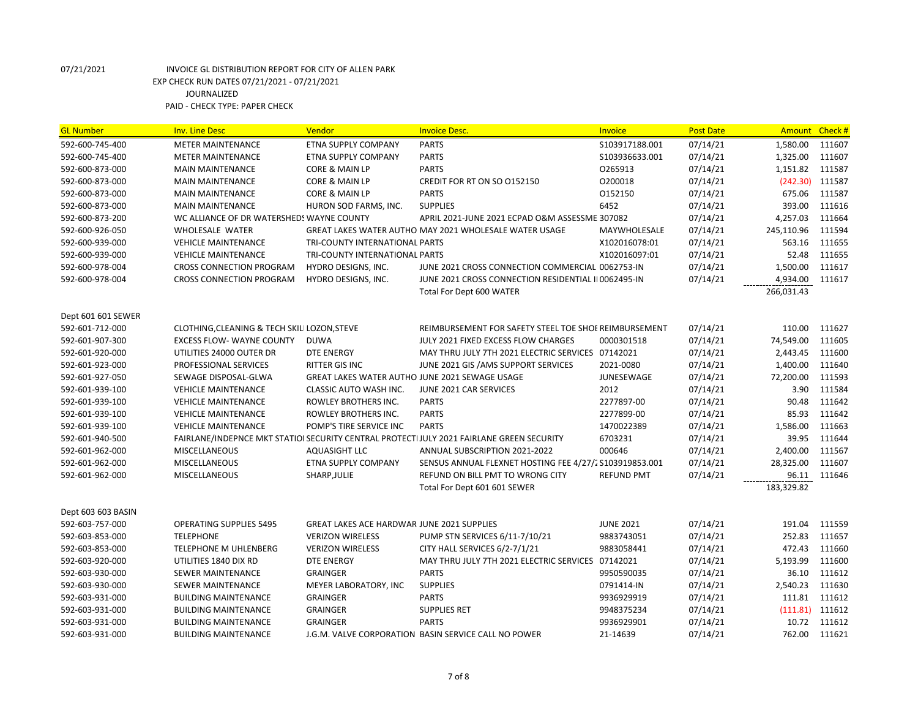07/21/2021 INVOICE GL DISTRIBUTION REPORT FOR CITY OF ALLEN PARK
EXP CHECK RUN DATES 07/21/2021 - 07/21/2021
JOURNALIZED
PAID - CHECK TYPE: PAPER CHECK

| GL Number | Inv. Line Desc | Vendor | Invoice Desc. | Invoice | Post Date | Amount | Check # |
|---|---|---|---|---|---|---|---|
| 592-600-745-400 | METER MAINTENANCE | ETNA SUPPLY COMPANY | PARTS | S103917188.001 | 07/14/21 | 1,580.00 | 111607 |
| 592-600-745-400 | METER MAINTENANCE | ETNA SUPPLY COMPANY | PARTS | S103936633.001 | 07/14/21 | 1,325.00 | 111607 |
| 592-600-873-000 | MAIN MAINTENANCE | CORE & MAIN LP | PARTS | O265913 | 07/14/21 | 1,151.82 | 111587 |
| 592-600-873-000 | MAIN MAINTENANCE | CORE & MAIN LP | CREDIT FOR RT ON SO O152150 | O200018 | 07/14/21 | (242.30) | 111587 |
| 592-600-873-000 | MAIN MAINTENANCE | CORE & MAIN LP | PARTS | O152150 | 07/14/21 | 675.06 | 111587 |
| 592-600-873-000 | MAIN MAINTENANCE | HURON SOD FARMS, INC. | SUPPLIES | 6452 | 07/14/21 | 393.00 | 111616 |
| 592-600-873-200 | WC ALLIANCE OF DR WATERSHEDS | WAYNE COUNTY | APRIL 2021-JUNE 2021 ECPAD O&M ASSESSME | 307082 | 07/14/21 | 4,257.03 | 111664 |
| 592-600-926-050 | WHOLESALE WATER | GREAT LAKES WATER AUTHO | MAY 2021 WHOLESALE WATER USAGE | MAYWHOLESALE | 07/14/21 | 245,110.96 | 111594 |
| 592-600-939-000 | VEHICLE MAINTENANCE | TRI-COUNTY INTERNATIONAL | PARTS | X102016078:01 | 07/14/21 | 563.16 | 111655 |
| 592-600-939-000 | VEHICLE MAINTENANCE | TRI-COUNTY INTERNATIONAL | PARTS | X102016097:01 | 07/14/21 | 52.48 | 111655 |
| 592-600-978-004 | CROSS CONNECTION PROGRAM | HYDRO DESIGNS, INC. | JUNE 2021 CROSS CONNECTION COMMERCIAL | 0062753-IN | 07/14/21 | 1,500.00 | 111617 |
| 592-600-978-004 | CROSS CONNECTION PROGRAM | HYDRO DESIGNS, INC. | JUNE 2021 CROSS CONNECTION RESIDENTIAL II | 0062495-IN | 07/14/21 | 4,934.00 | 111617 |
| | | | Total For Dept 600 WATER | | | 266,031.43 | |
| Dept 601 601 SEWER | | | | | | | |
| 592-601-712-000 | CLOTHING,CLEANING & TECH SKILI | LOZON,STEVE | REIMBURSEMENT FOR SAFETY STEEL TOE SHOE | REIMBURSEMENT | 07/14/21 | 110.00 | 111627 |
| 592-601-907-300 | EXCESS FLOW- WAYNE COUNTY | DUWA | JULY 2021 FIXED EXCESS FLOW CHARGES | 0000301518 | 07/14/21 | 74,549.00 | 111605 |
| 592-601-920-000 | UTILITIES 24000 OUTER DR | DTE ENERGY | MAY THRU JULY 7TH 2021 ELECTRIC SERVICES | 07142021 | 07/14/21 | 2,443.45 | 111600 |
| 592-601-923-000 | PROFESSIONAL SERVICES | RITTER GIS INC | JUNE 2021 GIS /AMS SUPPORT SERVICES | 2021-0080 | 07/14/21 | 1,400.00 | 111640 |
| 592-601-927-050 | SEWAGE DISPOSAL-GLWA | GREAT LAKES WATER AUTHO | JUNE 2021 SEWAGE USAGE | JUNESEWAGE | 07/14/21 | 72,200.00 | 111593 |
| 592-601-939-100 | VEHICLE MAINTENANCE | CLASSIC AUTO WASH INC. | JUNE 2021 CAR SERVICES | 2012 | 07/14/21 | 3.90 | 111584 |
| 592-601-939-100 | VEHICLE MAINTENANCE | ROWLEY BROTHERS INC. | PARTS | 2277897-00 | 07/14/21 | 90.48 | 111642 |
| 592-601-939-100 | VEHICLE MAINTENANCE | ROWLEY BROTHERS INC. | PARTS | 2277899-00 | 07/14/21 | 85.93 | 111642 |
| 592-601-939-100 | VEHICLE MAINTENANCE | POMP'S TIRE SERVICE INC | PARTS | 1470022389 | 07/14/21 | 1,586.00 | 111663 |
| 592-601-940-500 | FAIRLANE/INDEPNCE MKT STATIOI | SECURITY CENTRAL PROTECTI | JULY 2021 FAIRLANE GREEN SECURITY | 6703231 | 07/14/21 | 39.95 | 111644 |
| 592-601-962-000 | MISCELLANEOUS | AQUASIGHT LLC | ANNUAL SUBSCRIPTION 2021-2022 | 000646 | 07/14/21 | 2,400.00 | 111567 |
| 592-601-962-000 | MISCELLANEOUS | ETNA SUPPLY COMPANY | SENSUS ANNUAL FLEXNET HOSTING FEE 4/27/2 | S103919853.001 | 07/14/21 | 28,325.00 | 111607 |
| 592-601-962-000 | MISCELLANEOUS | SHARP,JULIE | REFUND ON BILL PMT TO WRONG CITY | REFUND PMT | 07/14/21 | 96.11 | 111646 |
| | | | Total For Dept 601 601 SEWER | | | 183,329.82 | |
| Dept 603 603 BASIN | | | | | | | |
| 592-603-757-000 | OPERATING SUPPLIES 5495 | GREAT LAKES ACE HARDWAR | JUNE 2021 SUPPLIES | JUNE 2021 | 07/14/21 | 191.04 | 111559 |
| 592-603-853-000 | TELEPHONE | VERIZON WIRELESS | PUMP STN SERVICES 6/11-7/10/21 | 9883743051 | 07/14/21 | 252.83 | 111657 |
| 592-603-853-000 | TELEPHONE M UHLENBERG | VERIZON WIRELESS | CITY HALL SERVICES 6/2-7/1/21 | 9883058441 | 07/14/21 | 472.43 | 111660 |
| 592-603-920-000 | UTILITIES 1840 DIX RD | DTE ENERGY | MAY THRU JULY 7TH 2021 ELECTRIC SERVICES | 07142021 | 07/14/21 | 5,193.99 | 111600 |
| 592-603-930-000 | SEWER MAINTENANCE | GRAINGER | PARTS | 9950590035 | 07/14/21 | 36.10 | 111612 |
| 592-603-930-000 | SEWER MAINTENANCE | MEYER LABORATORY, INC | SUPPLIES | 0791414-IN | 07/14/21 | 2,540.23 | 111630 |
| 592-603-931-000 | BUILDING MAINTENANCE | GRAINGER | PARTS | 9936929919 | 07/14/21 | 111.81 | 111612 |
| 592-603-931-000 | BUILDING MAINTENANCE | GRAINGER | SUPPLIES RET | 9948375234 | 07/14/21 | (111.81) | 111612 |
| 592-603-931-000 | BUILDING MAINTENANCE | GRAINGER | PARTS | 9936929901 | 07/14/21 | 10.72 | 111612 |
| 592-603-931-000 | BUILDING MAINTENANCE | J.G.M. VALVE CORPORATION | BASIN SERVICE CALL NO POWER | 21-14639 | 07/14/21 | 762.00 | 111621 |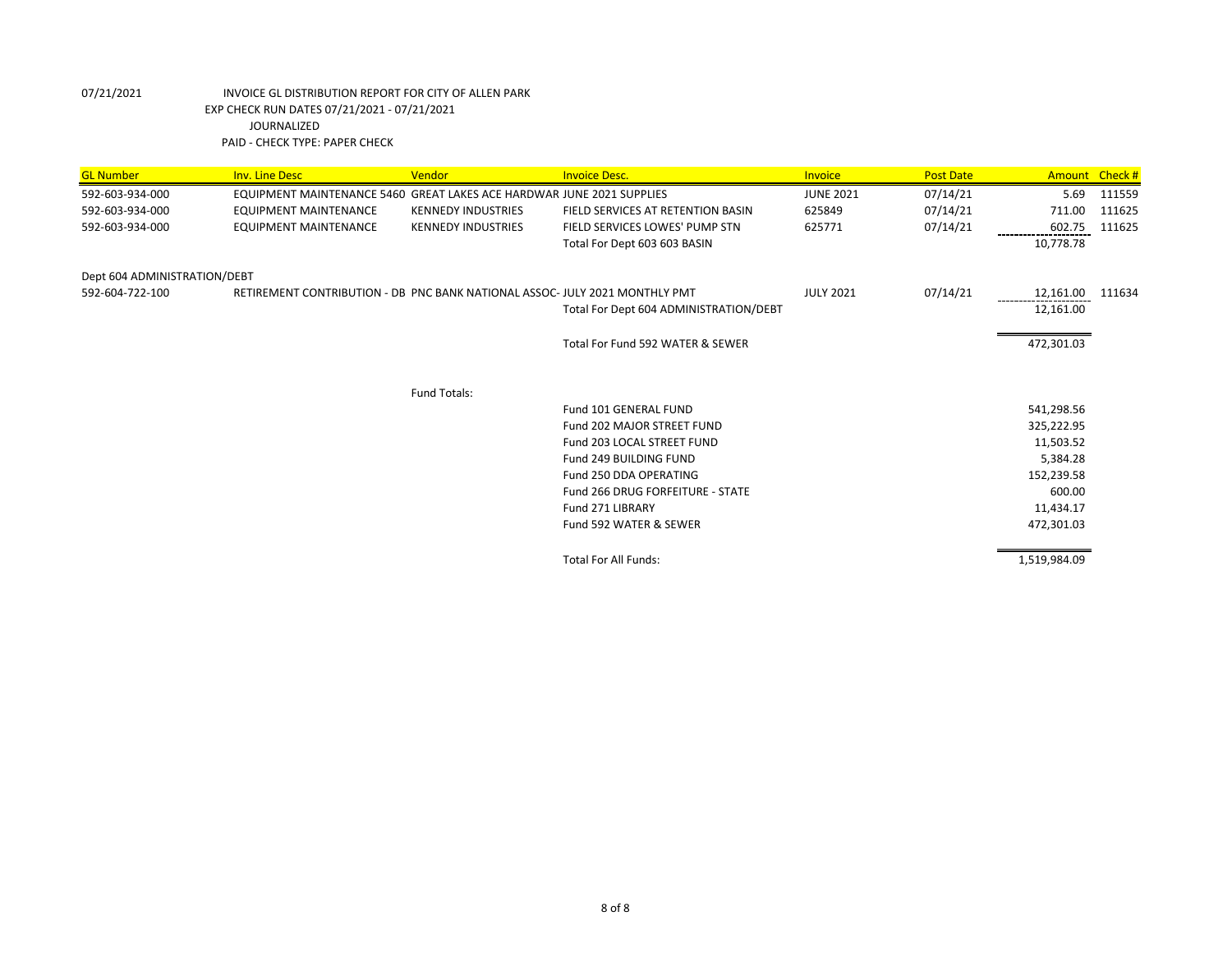07/21/2021 INVOICE GL DISTRIBUTION REPORT FOR CITY OF ALLEN PARK
EXP CHECK RUN DATES 07/21/2021 - 07/21/2021
JOURNALIZED
PAID - CHECK TYPE: PAPER CHECK

| GL Number | Inv. Line Desc | Vendor | Invoice Desc. | Invoice | Post Date | Amount | Check # |
|---|---|---|---|---|---|---|---|
| 592-603-934-000 | EQUIPMENT MAINTENANCE 5460 | GREAT LAKES ACE HARDWAR | JUNE 2021 SUPPLIES | JUNE 2021 | 07/14/21 | 5.69 | 111559 |
| 592-603-934-000 | EQUIPMENT MAINTENANCE | KENNEDY INDUSTRIES | FIELD SERVICES AT RETENTION BASIN | 625849 | 07/14/21 | 711.00 | 111625 |
| 592-603-934-000 | EQUIPMENT MAINTENANCE | KENNEDY INDUSTRIES | FIELD SERVICES LOWES' PUMP STN | 625771 | 07/14/21 | 602.75 | 111625 |
| | | | Total For Dept 603 603 BASIN | | | 10,778.78 | |
| Dept 604 ADMINISTRATION/DEBT | | | | | | | |
| 592-604-722-100 | RETIREMENT CONTRIBUTION - DB | PNC BANK NATIONAL ASSOC- | JULY 2021 MONTHLY PMT | JULY 2021 | 07/14/21 | 12,161.00 | 111634 |
| | | | Total For Dept 604 ADMINISTRATION/DEBT | | | 12,161.00 | |
| | | | Total For Fund 592 WATER & SEWER | | | 472,301.03 | |
| | | Fund Totals: | | | | | |
| | | | Fund 101 GENERAL FUND | | | 541,298.56 | |
| | | | Fund 202 MAJOR STREET FUND | | | 325,222.95 | |
| | | | Fund 203 LOCAL STREET FUND | | | 11,503.52 | |
| | | | Fund 249 BUILDING FUND | | | 5,384.28 | |
| | | | Fund 250 DDA OPERATING | | | 152,239.58 | |
| | | | Fund 266 DRUG FORFEITURE - STATE | | | 600.00 | |
| | | | Fund 271 LIBRARY | | | 11,434.17 | |
| | | | Fund 592 WATER & SEWER | | | 472,301.03 | |
| | | | Total For All Funds: | | | 1,519,984.09 | |